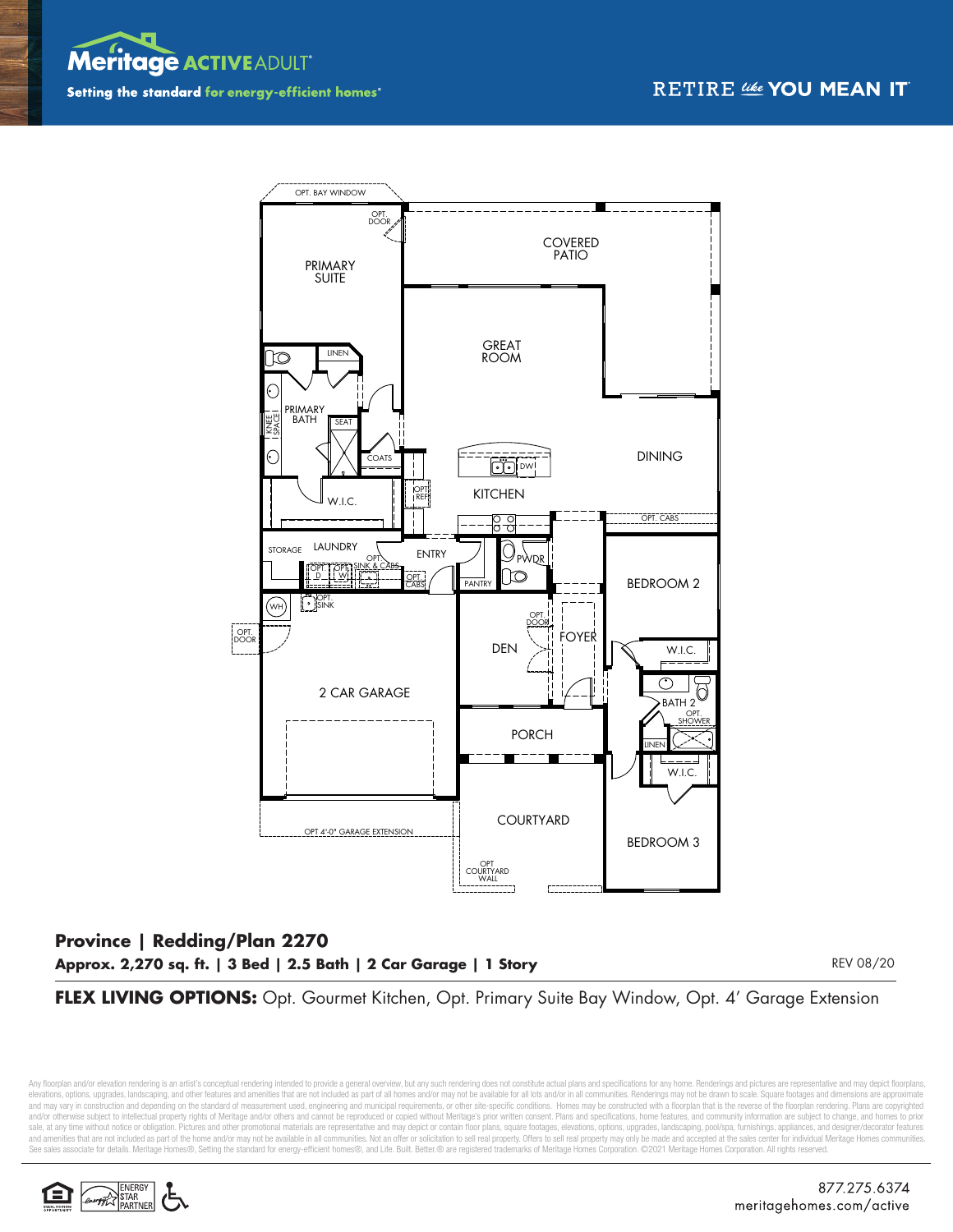Meritage ACTIVE ADULT

Setting the standard for energy-efficient homes®

RETIRE like YOU MEAN IT

OPT. BAY WINDOW

OPT. DOOR

PRIMARY SUITE

COVERED PATIO

GREAT ROOM

LINEN

PRIMARY BATH

KNEE SPACE

SEAT

COATS

DW

DINING

W.I.C.

OPT. REF.

KITCHEN

OPT. CABS

STORAGE

LAUNDRY

OPT. D

OPT. W

OPT. SINK & CABS

ENTRY

OPT. CABS

PANTRY

PWDR

BEDROOM 2

WH

OPT. SINK

OPT. DOOR

OPT. DOOR

DEN

FOYER

W.I.C.

BATH 2

OPT. SHOWER

2 CAR GARAGE

PORCH

LINEN

W.I.C.

COURTYARD

BEDROOM 3

OPT 4'-0" GARAGE EXTENSION

OPT COURTYARD WALL

## Province | Redding/Plan 2270

**Approx. 2,270 sq. ft. | 3 Bed | 2.5 Bath | 2 Car Garage | 1 Story**

REV 08/20

**FLEX LIVING OPTIONS:** Opt. Gourmet Kitchen, Opt. Primary Suite Bay Window, Opt. 4' Garage Extension

Any floorplan and/or elevation rendering is an artist's conceptual rendering intended to provide a general overview, but any such rendering does not constitute actual plans and specifications for any home. Renderings and pictures are representative and may depict floorplans, elevations, options, upgrades, landscaping, and other features and amenities that are not included as part of all homes and/or may not be available for all lots and/or in all communities. Renderings may not be drawn to scale. Square footages and dimensions are approximate and may vary in construction and depending on the standard of measurement used, engineering and municipal requirements, or other site-specific conditions. Homes may be constructed with a floorplan that is the reverse of the floorplan rendering. Plans are copyrighted and/or otherwise subject to intellectual property rights of Meritage and/or others and cannot be reproduced or copied without Meritage's prior written consent. Plans and specifications, home features, and community information are subject to change, and homes to prior sale, at any time without notice or obligation. Pictures and other promotional materials are representative and may depict or contain floor plans, square footages, elevations, options, upgrades, landscaping, pool/spa, furnishings, appliances, and designer/decorator features and amenities that are not included as part of the home and/or may not be available in all communities. Not an offer or solicitation to sell real property. Offers to sell real property may only be made and accepted at the sales center for individual Meritage Homes communities. See sales associate for details. Meritage Homes®, Setting the standard for energy-efficient homes®, and Life. Built. Better.® are registered trademarks of Meritage Homes Corporation. ©2021 Meritage Homes Corporation. All rights reserved.

ENERGY STAR PARTNER

877.275.6374
meritagehomes.com/active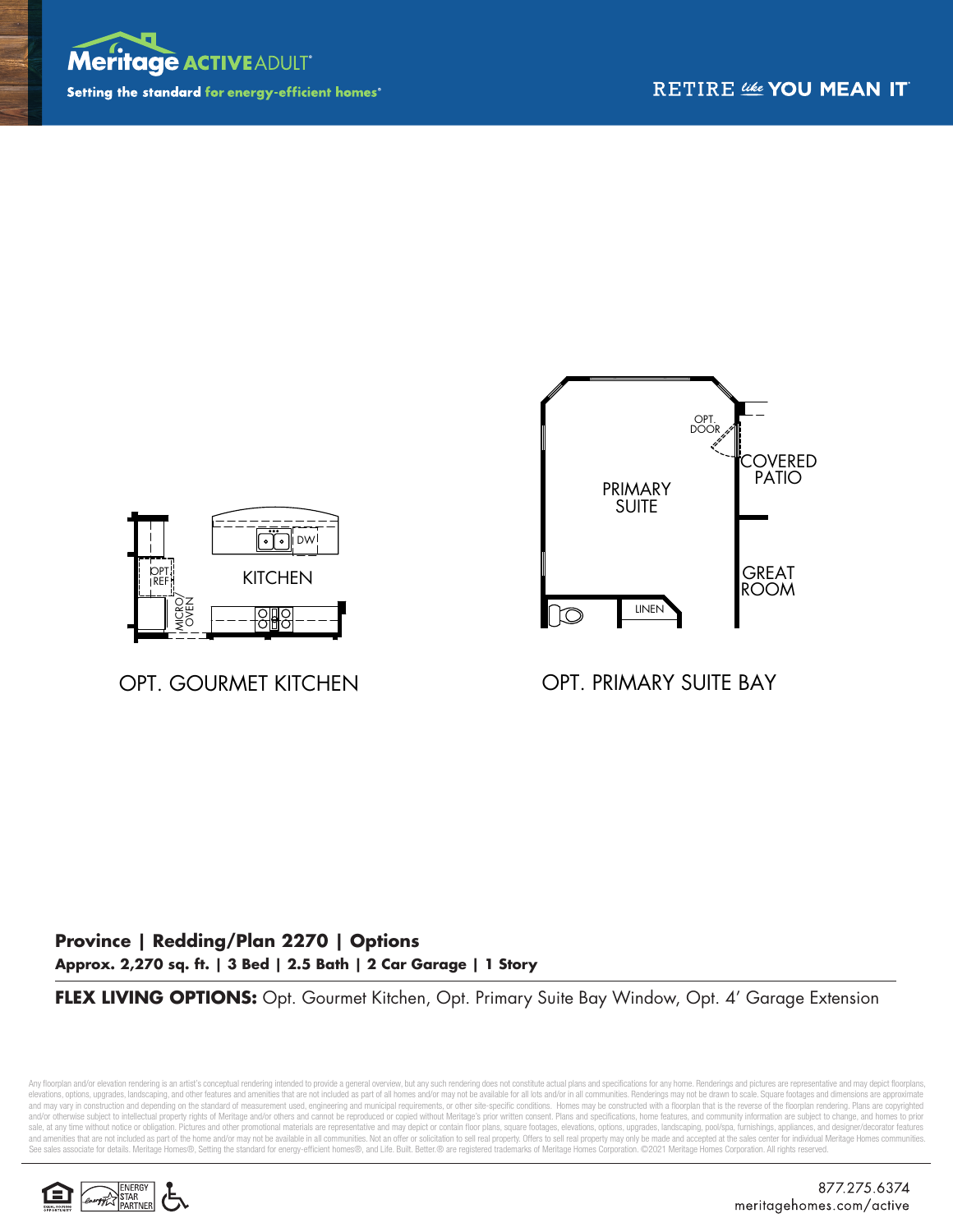Meritage ACTIVE ADULT

Setting the standard for energy-efficient homes®

RETIRE like YOU MEAN IT

OPT. REF

MICRO OVEN

KITCHEN

DW

OPT. GOURMET KITCHEN

OPT. DOOR

PRIMARY SUITE

COVERED PATIO

GREAT ROOM

LINEN

OPT. PRIMARY SUITE BAY

**Province | Redding/Plan 2270 | Options**

**Approx. 2,270 sq. ft. | 3 Bed | 2.5 Bath | 2 Car Garage | 1 Story**

**FLEX LIVING OPTIONS:** Opt. Gourmet Kitchen, Opt. Primary Suite Bay Window, Opt. 4' Garage Extension

Any floorplan and/or elevation rendering is an artist's conceptual rendering intended to provide a general overview, but any such rendering does not constitute actual plans and specifications for any home. Renderings and pictures are representative and may depict floorplans, elevations, options, upgrades, landscaping, and other features and amenities that are not included as part of all homes and/or may not be available for all lots and/or in all communities. Renderings may not be drawn to scale. Square footages and dimensions are approximate and may vary in construction and depending on the standard of measurement used, engineering and municipal requirements, or other site-specific conditions. Homes may be constructed with a floorplan that is the reverse of the floorplan rendering. Plans are copyrighted and/or otherwise subject to intellectual property rights of Meritage and/or others and cannot be reproduced or copied without Meritage's prior written consent. Plans and specifications, home features, and community information are subject to change, and homes to prior sale, at any time without notice or obligation. Pictures and other promotional materials are representative and may depict or contain floor plans, square footages, elevations, options, upgrades, landscaping, pool/spa, furnishings, appliances, and designer/decorator features and amenities that are not included as part of the home and/or may not be available in all communities. Not an offer or solicitation to sell real property. Offers to sell real property may only be made and accepted at the sales center for individual Meritage Homes communities. See sales associate for details. Meritage Homes®, Setting the standard for energy-efficient homes®, and Life. Built. Better.® are registered trademarks of Meritage Homes Corporation. ©2021 Meritage Homes Corporation. All rights reserved.

ENERGY STAR PARTNER

877.275.6374
meritagehomes.com/active